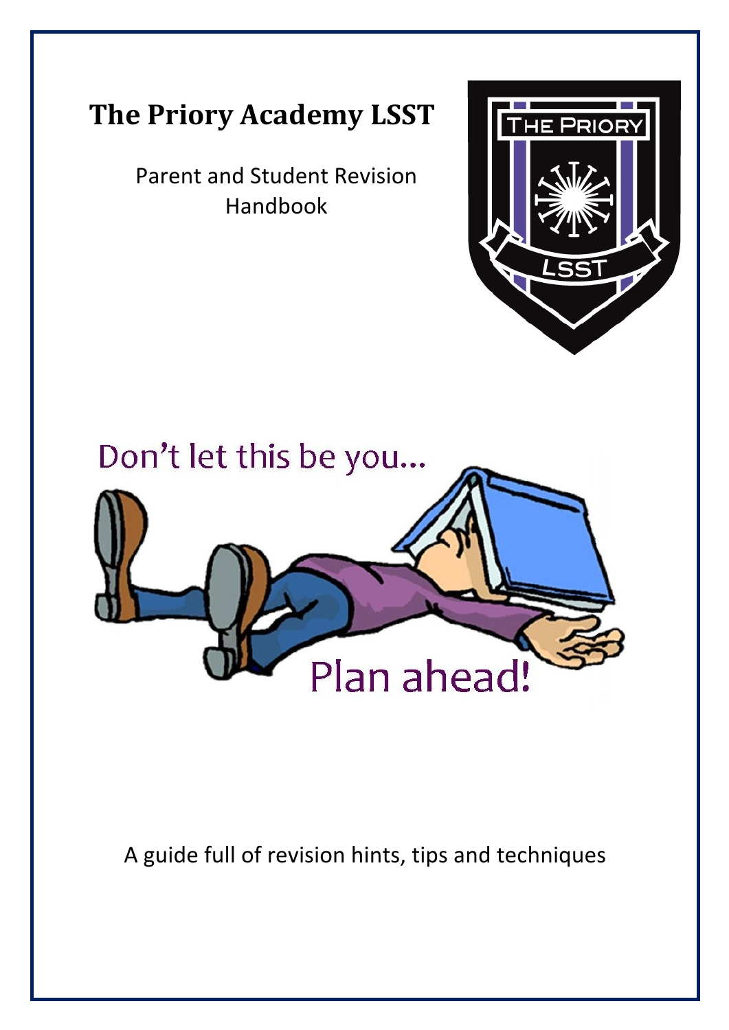# The Priory Academy LSST

Parent and Student Revision Handbook

Don't let this be you...

Plan ahead!

A guide full of revision hints, tips and techniques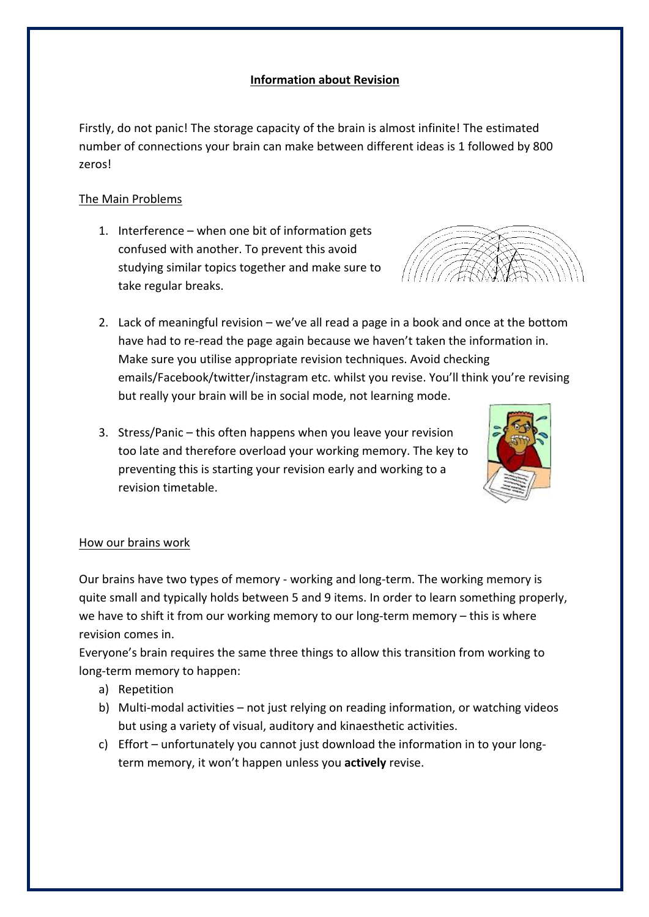# Information about Revision

Firstly, do not panic! The storage capacity of the brain is almost infinite! The estimated number of connections your brain can make between different ideas is 1 followed by 800 zeros!

## The Main Problems

1. Interference – when one bit of information gets confused with another. To prevent this avoid studying similar topics together and make sure to take regular breaks.
2. Lack of meaningful revision – we've all read a page in a book and once at the bottom have had to re-read the page again because we haven't taken the information in. Make sure you utilise appropriate revision techniques. Avoid checking emails/Facebook/twitter/instagram etc. whilst you revise. You'll think you're revising but really your brain will be in social mode, not learning mode.
3. Stress/Panic – this often happens when you leave your revision too late and therefore overload your working memory. The key to preventing this is starting your revision early and working to a revision timetable.

## How our brains work

Our brains have two types of memory - working and long-term. The working memory is quite small and typically holds between 5 and 9 items. In order to learn something properly, we have to shift it from our working memory to our long-term memory – this is where revision comes in.

Everyone's brain requires the same three things to allow this transition from working to long-term memory to happen:

a) Repetition
b) Multi-modal activities – not just relying on reading information, or watching videos but using a variety of visual, auditory and kinaesthetic activities.
c) Effort – unfortunately you cannot just download the information in to your long-term memory, it won't happen unless you **actively** revise.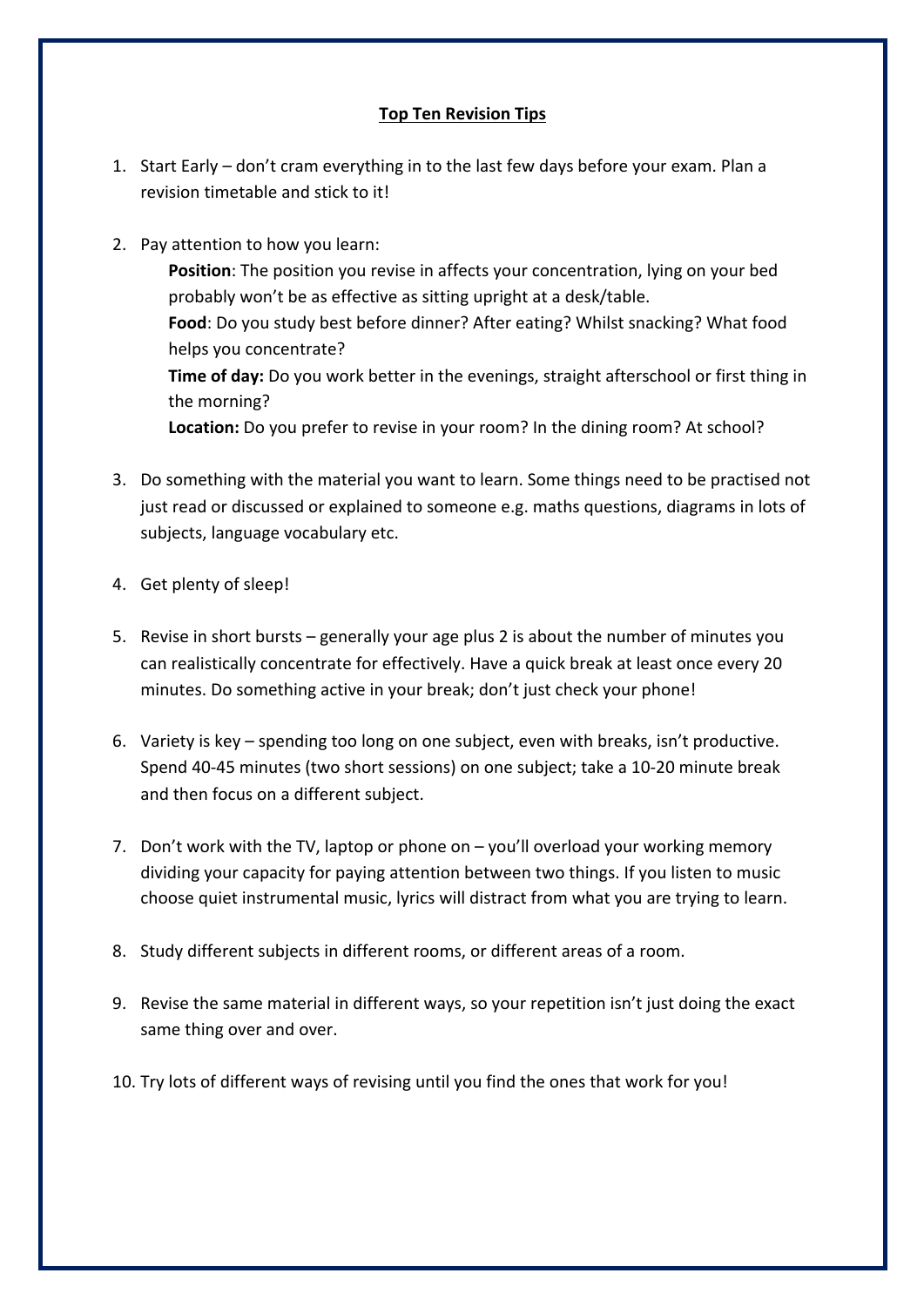# Top Ten Revision Tips

1. Start Early – don't cram everything in to the last few days before your exam. Plan a revision timetable and stick to it!

2. Pay attention to how you learn:

   **Position**: The position you revise in affects your concentration, lying on your bed probably won't be as effective as sitting upright at a desk/table.

   **Food**: Do you study best before dinner? After eating? Whilst snacking? What food helps you concentrate?

   **Time of day:** Do you work better in the evenings, straight afterschool or first thing in the morning?

   **Location:** Do you prefer to revise in your room? In the dining room? At school?

3. Do something with the material you want to learn. Some things need to be practised not just read or discussed or explained to someone e.g. maths questions, diagrams in lots of subjects, language vocabulary etc.

4. Get plenty of sleep!

5. Revise in short bursts – generally your age plus 2 is about the number of minutes you can realistically concentrate for effectively. Have a quick break at least once every 20 minutes. Do something active in your break; don't just check your phone!

6. Variety is key – spending too long on one subject, even with breaks, isn't productive. Spend 40-45 minutes (two short sessions) on one subject; take a 10-20 minute break and then focus on a different subject.

7. Don't work with the TV, laptop or phone on – you'll overload your working memory dividing your capacity for paying attention between two things. If you listen to music choose quiet instrumental music, lyrics will distract from what you are trying to learn.

8. Study different subjects in different rooms, or different areas of a room.

9. Revise the same material in different ways, so your repetition isn't just doing the exact same thing over and over.

10. Try lots of different ways of revising until you find the ones that work for you!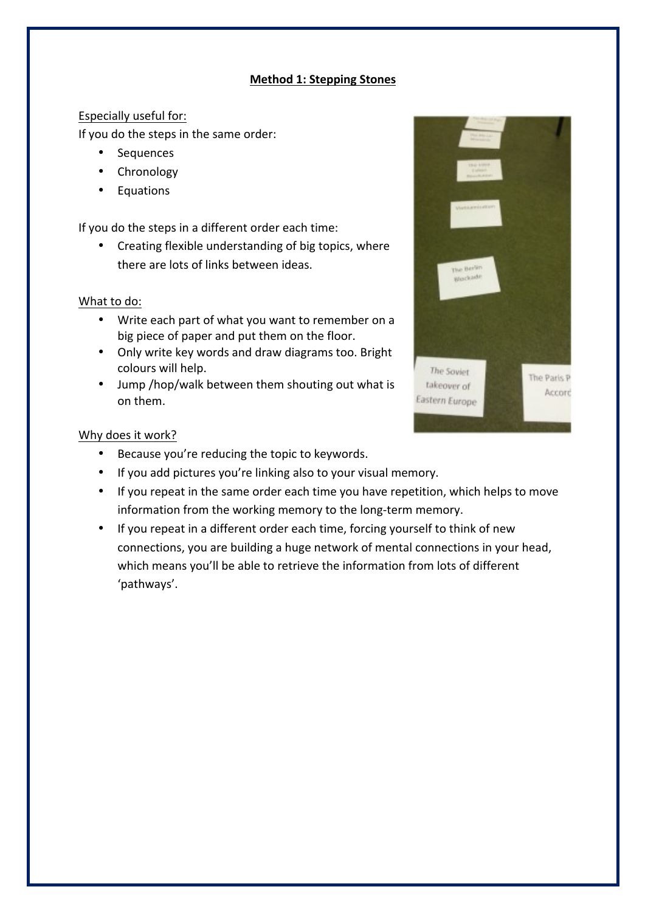**Method 1: Stepping Stones**

Especially useful for:

If you do the steps in the same order:

- Sequences
- Chronology
- Equations

If you do the steps in a different order each time:

- Creating flexible understanding of big topics, where there are lots of links between ideas.

What to do:

- Write each part of what you want to remember on a big piece of paper and put them on the floor.
- Only write key words and draw diagrams too. Bright colours will help.
- Jump /hop/walk between them shouting out what is on them.

Why does it work?

- Because you're reducing the topic to keywords.
- If you add pictures you're linking also to your visual memory.
- If you repeat in the same order each time you have repetition, which helps to move information from the working memory to the long-term memory.
- If you repeat in a different order each time, forcing yourself to think of new connections, you are building a huge network of mental connections in your head, which means you'll be able to retrieve the information from lots of different 'pathways'.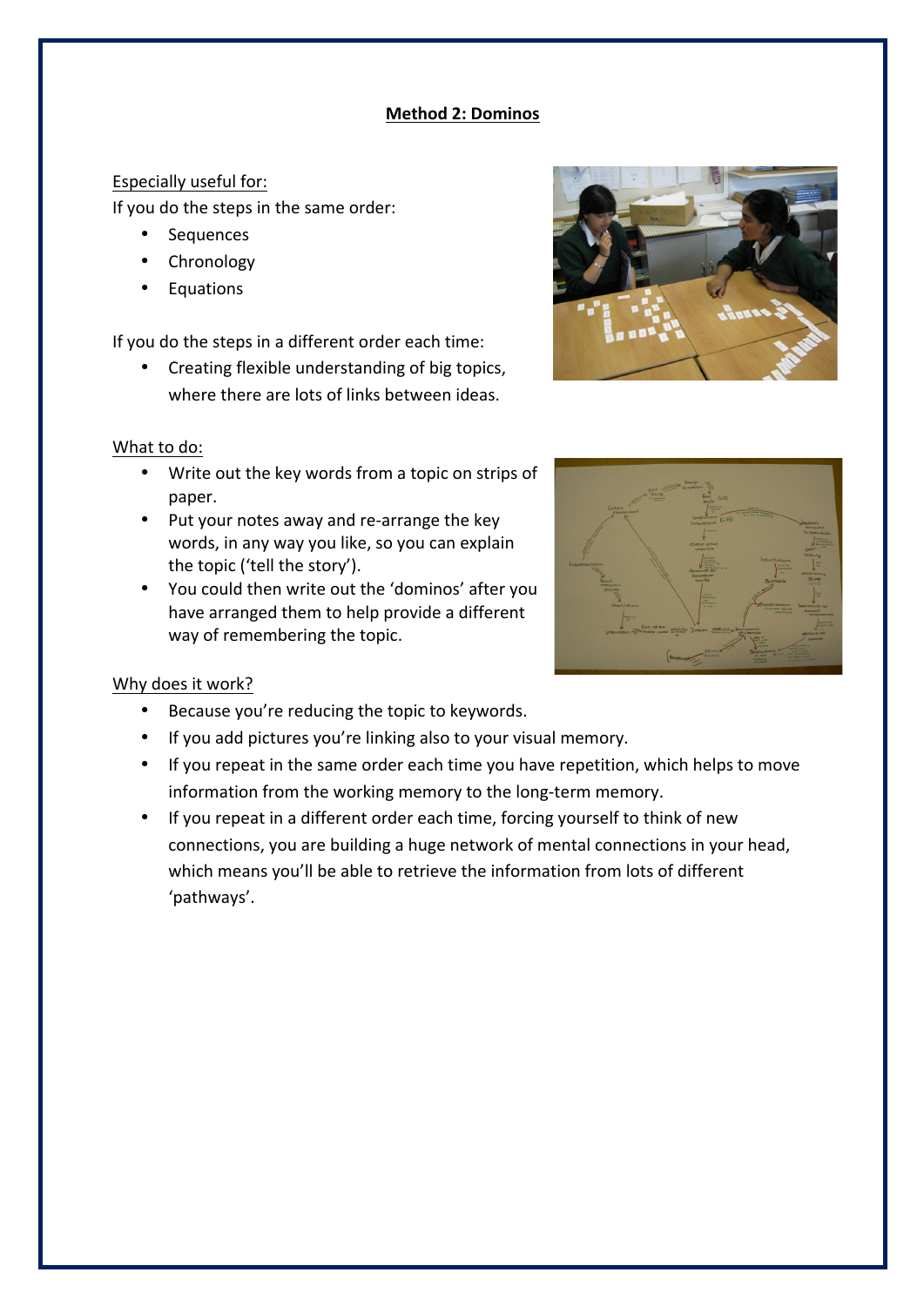## Method 2: Dominos

Especially useful for:

If you do the steps in the same order:

- Sequences
- Chronology
- Equations

If you do the steps in a different order each time:

- Creating flexible understanding of big topics, where there are lots of links between ideas.

What to do:

- Write out the key words from a topic on strips of paper.
- Put your notes away and re-arrange the key words, in any way you like, so you can explain the topic ('tell the story').
- You could then write out the 'dominos' after you have arranged them to help provide a different way of remembering the topic.

Why does it work?

- Because you're reducing the topic to keywords.
- If you add pictures you're linking also to your visual memory.
- If you repeat in the same order each time you have repetition, which helps to move information from the working memory to the long-term memory.
- If you repeat in a different order each time, forcing yourself to think of new connections, you are building a huge network of mental connections in your head, which means you'll be able to retrieve the information from lots of different 'pathways'.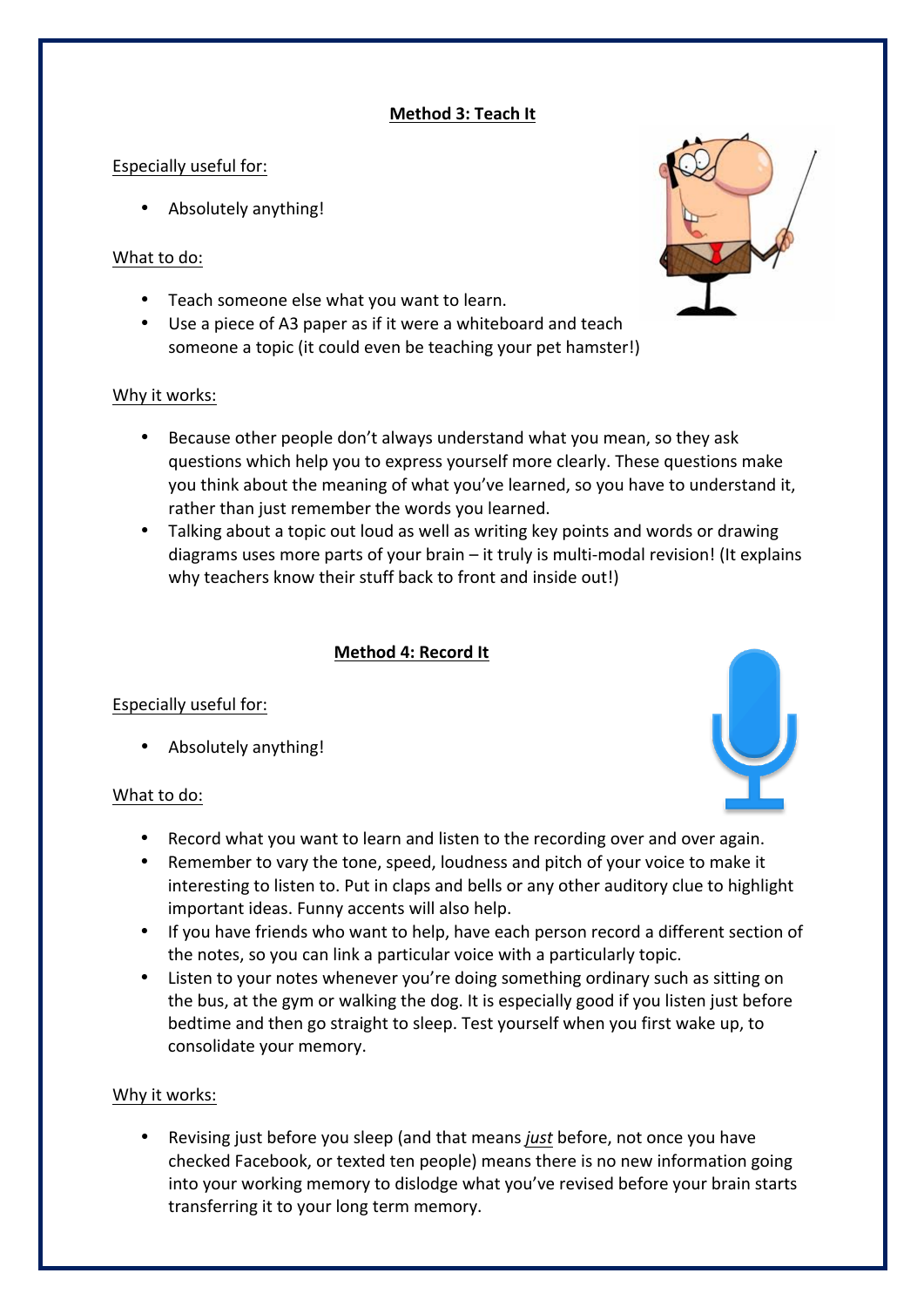## Method 3: Teach It

Especially useful for:

- Absolutely anything!

What to do:

- Teach someone else what you want to learn.
- Use a piece of A3 paper as if it were a whiteboard and teach someone a topic (it could even be teaching your pet hamster!)

Why it works:

- Because other people don't always understand what you mean, so they ask questions which help you to express yourself more clearly. These questions make you think about the meaning of what you've learned, so you have to understand it, rather than just remember the words you learned.
- Talking about a topic out loud as well as writing key points and words or drawing diagrams uses more parts of your brain – it truly is multi-modal revision! (It explains why teachers know their stuff back to front and inside out!)

## Method 4: Record It

Especially useful for:

- Absolutely anything!

What to do:

- Record what you want to learn and listen to the recording over and over again.
- Remember to vary the tone, speed, loudness and pitch of your voice to make it interesting to listen to. Put in claps and bells or any other auditory clue to highlight important ideas. Funny accents will also help.
- If you have friends who want to help, have each person record a different section of the notes, so you can link a particular voice with a particularly topic.
- Listen to your notes whenever you're doing something ordinary such as sitting on the bus, at the gym or walking the dog. It is especially good if you listen just before bedtime and then go straight to sleep. Test yourself when you first wake up, to consolidate your memory.

Why it works:

- Revising just before you sleep (and that means *just* before, not once you have checked Facebook, or texted ten people) means there is no new information going into your working memory to dislodge what you've revised before your brain starts transferring it to your long term memory.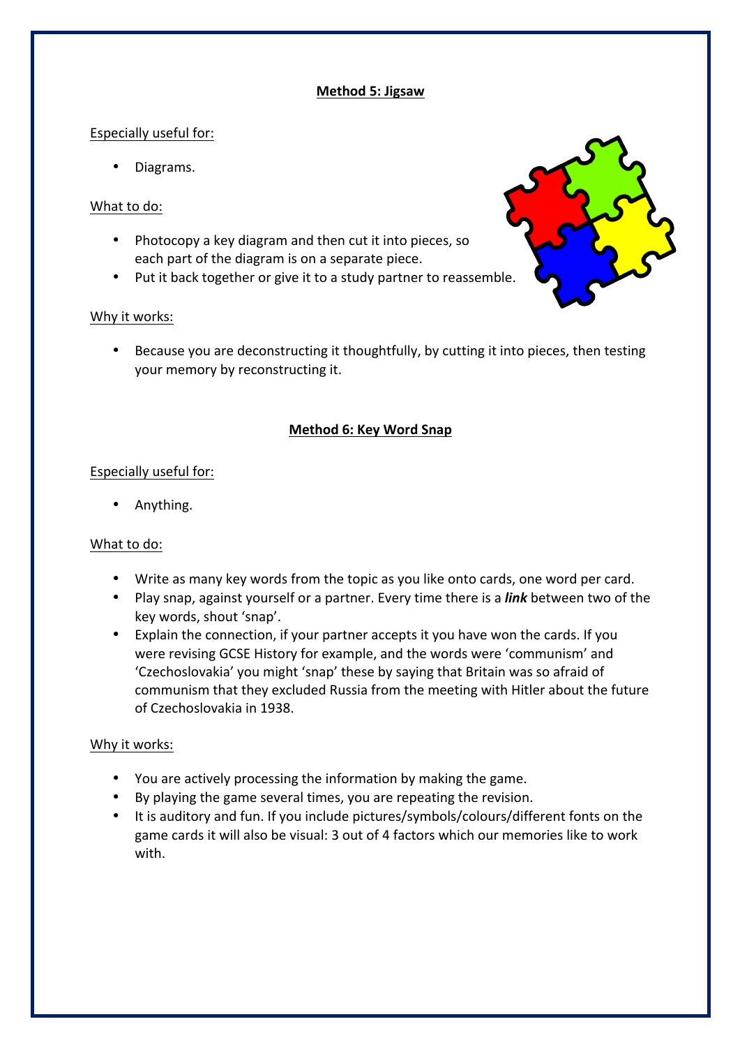## Method 5: Jigsaw

Especially useful for:

- Diagrams.

What to do:

- Photocopy a key diagram and then cut it into pieces, so each part of the diagram is on a separate piece.
- Put it back together or give it to a study partner to reassemble.

Why it works:

- Because you are deconstructing it thoughtfully, by cutting it into pieces, then testing your memory by reconstructing it.

## Method 6: Key Word Snap

Especially useful for:

- Anything.

What to do:

- Write as many key words from the topic as you like onto cards, one word per card.
- Play snap, against yourself or a partner. Every time there is a ***link*** between two of the key words, shout 'snap'.
- Explain the connection, if your partner accepts it you have won the cards. If you were revising GCSE History for example, and the words were 'communism' and 'Czechoslovakia' you might 'snap' these by saying that Britain was so afraid of communism that they excluded Russia from the meeting with Hitler about the future of Czechoslovakia in 1938.

Why it works:

- You are actively processing the information by making the game.
- By playing the game several times, you are repeating the revision.
- It is auditory and fun. If you include pictures/symbols/colours/different fonts on the game cards it will also be visual: 3 out of 4 factors which our memories like to work with.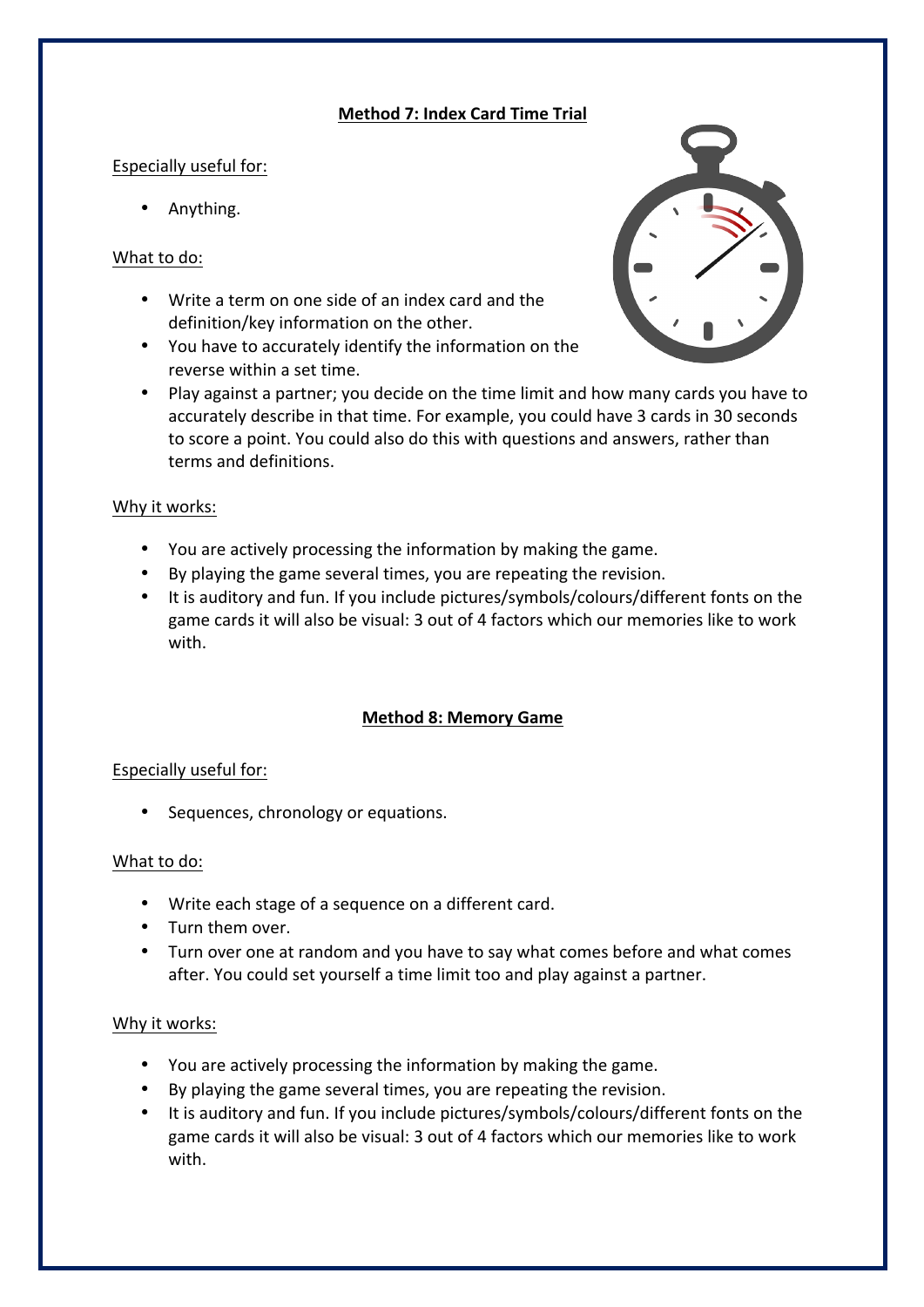## **Method 7: Index Card Time Trial**

Especially useful for:

- Anything.

What to do:

- Write a term on one side of an index card and the definition/key information on the other.
- You have to accurately identify the information on the reverse within a set time.
- Play against a partner; you decide on the time limit and how many cards you have to accurately describe in that time. For example, you could have 3 cards in 30 seconds to score a point. You could also do this with questions and answers, rather than terms and definitions.

Why it works:

- You are actively processing the information by making the game.
- By playing the game several times, you are repeating the revision.
- It is auditory and fun. If you include pictures/symbols/colours/different fonts on the game cards it will also be visual: 3 out of 4 factors which our memories like to work with.

## **Method 8: Memory Game**

Especially useful for:

- Sequences, chronology or equations.

What to do:

- Write each stage of a sequence on a different card.
- Turn them over.
- Turn over one at random and you have to say what comes before and what comes after. You could set yourself a time limit too and play against a partner.

Why it works:

- You are actively processing the information by making the game.
- By playing the game several times, you are repeating the revision.
- It is auditory and fun. If you include pictures/symbols/colours/different fonts on the game cards it will also be visual: 3 out of 4 factors which our memories like to work with.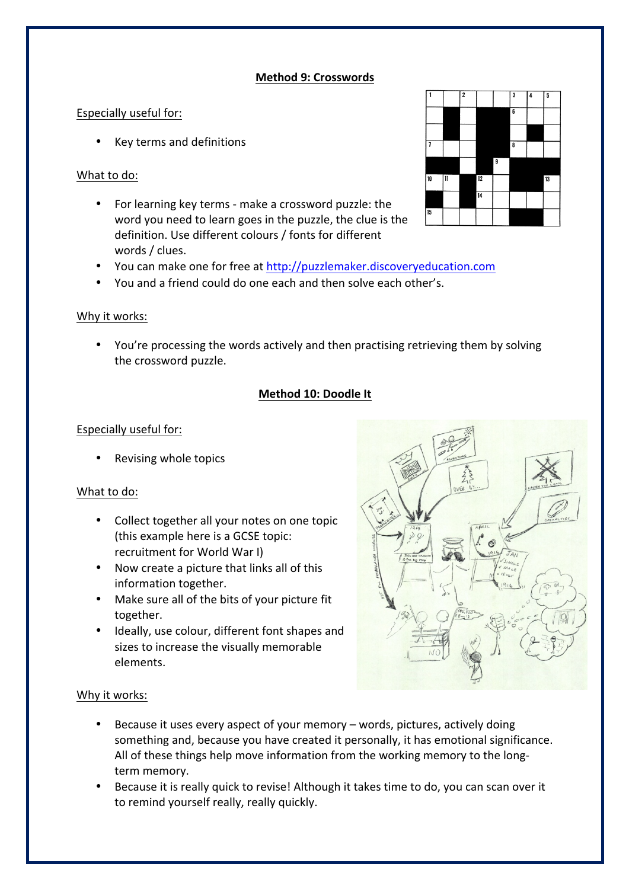## Method 9: Crosswords

Especially useful for:

- Key terms and definitions

What to do:

- For learning key terms - make a crossword puzzle: the word you need to learn goes in the puzzle, the clue is the definition. Use different colours / fonts for different words / clues.
- You can make one for free at http://puzzlemaker.discoveryeducation.com
- You and a friend could do one each and then solve each other's.

Why it works:

- You're processing the words actively and then practising retrieving them by solving the crossword puzzle.

## Method 10: Doodle It

Especially useful for:

- Revising whole topics

What to do:

- Collect together all your notes on one topic (this example here is a GCSE topic: recruitment for World War I)
- Now create a picture that links all of this information together.
- Make sure all of the bits of your picture fit together.
- Ideally, use colour, different font shapes and sizes to increase the visually memorable elements.

Why it works:

- Because it uses every aspect of your memory – words, pictures, actively doing something and, because you have created it personally, it has emotional significance. All of these things help move information from the working memory to the long-term memory.
- Because it is really quick to revise! Although it takes time to do, you can scan over it to remind yourself really, really quickly.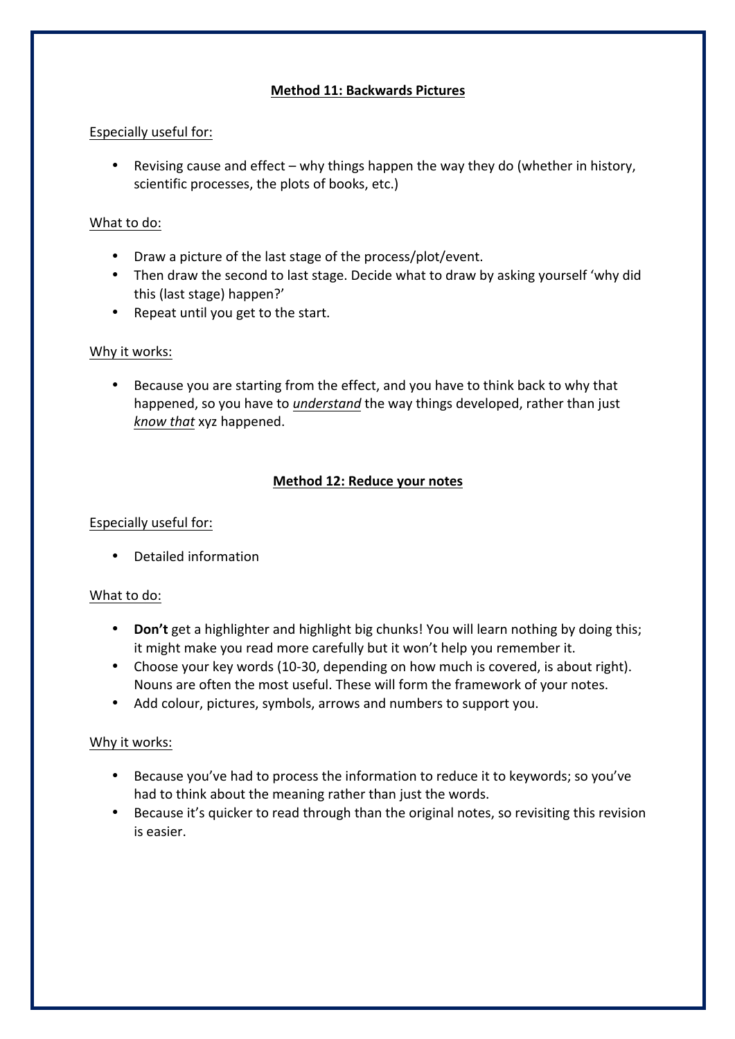## Method 11: Backwards Pictures

Especially useful for:

- Revising cause and effect – why things happen the way they do (whether in history, scientific processes, the plots of books, etc.)

What to do:

- Draw a picture of the last stage of the process/plot/event.
- Then draw the second to last stage. Decide what to draw by asking yourself 'why did this (last stage) happen?'
- Repeat until you get to the start.

Why it works:

- Because you are starting from the effect, and you have to think back to why that happened, so you have to *understand* the way things developed, rather than just *know that* xyz happened.

## Method 12: Reduce your notes

Especially useful for:

- Detailed information

What to do:

- **Don't** get a highlighter and highlight big chunks! You will learn nothing by doing this; it might make you read more carefully but it won't help you remember it.
- Choose your key words (10-30, depending on how much is covered, is about right). Nouns are often the most useful. These will form the framework of your notes.
- Add colour, pictures, symbols, arrows and numbers to support you.

Why it works:

- Because you've had to process the information to reduce it to keywords; so you've had to think about the meaning rather than just the words.
- Because it's quicker to read through than the original notes, so revisiting this revision is easier.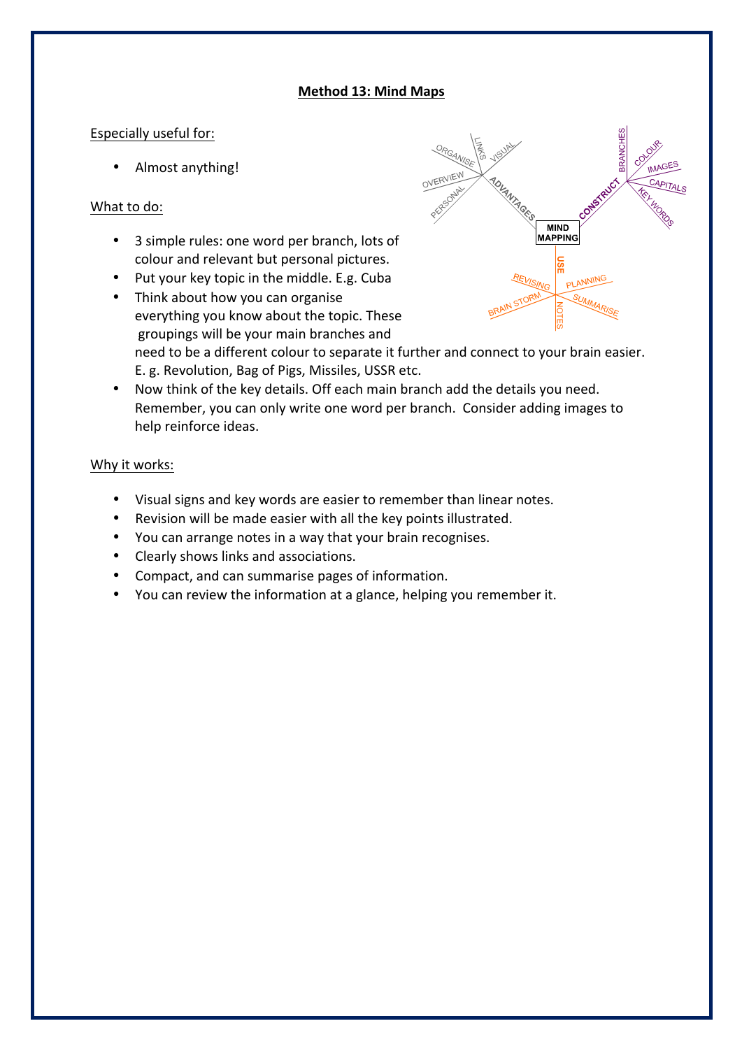**Method 13: Mind Maps**

Especially useful for:

- Almost anything!

What to do:

- 3 simple rules: one word per branch, lots of colour and relevant but personal pictures.
- Put your key topic in the middle. E.g. Cuba
- Think about how you can organise everything you know about the topic. These groupings will be your main branches and need to be a different colour to separate it further and connect to your brain easier. E. g. Revolution, Bag of Pigs, Missiles, USSR etc.
- Now think of the key details. Off each main branch add the details you need. Remember, you can only write one word per branch. Consider adding images to help reinforce ideas.

Why it works:

- Visual signs and key words are easier to remember than linear notes.
- Revision will be made easier with all the key points illustrated.
- You can arrange notes in a way that your brain recognises.
- Clearly shows links and associations.
- Compact, and can summarise pages of information.
- You can review the information at a glance, helping you remember it.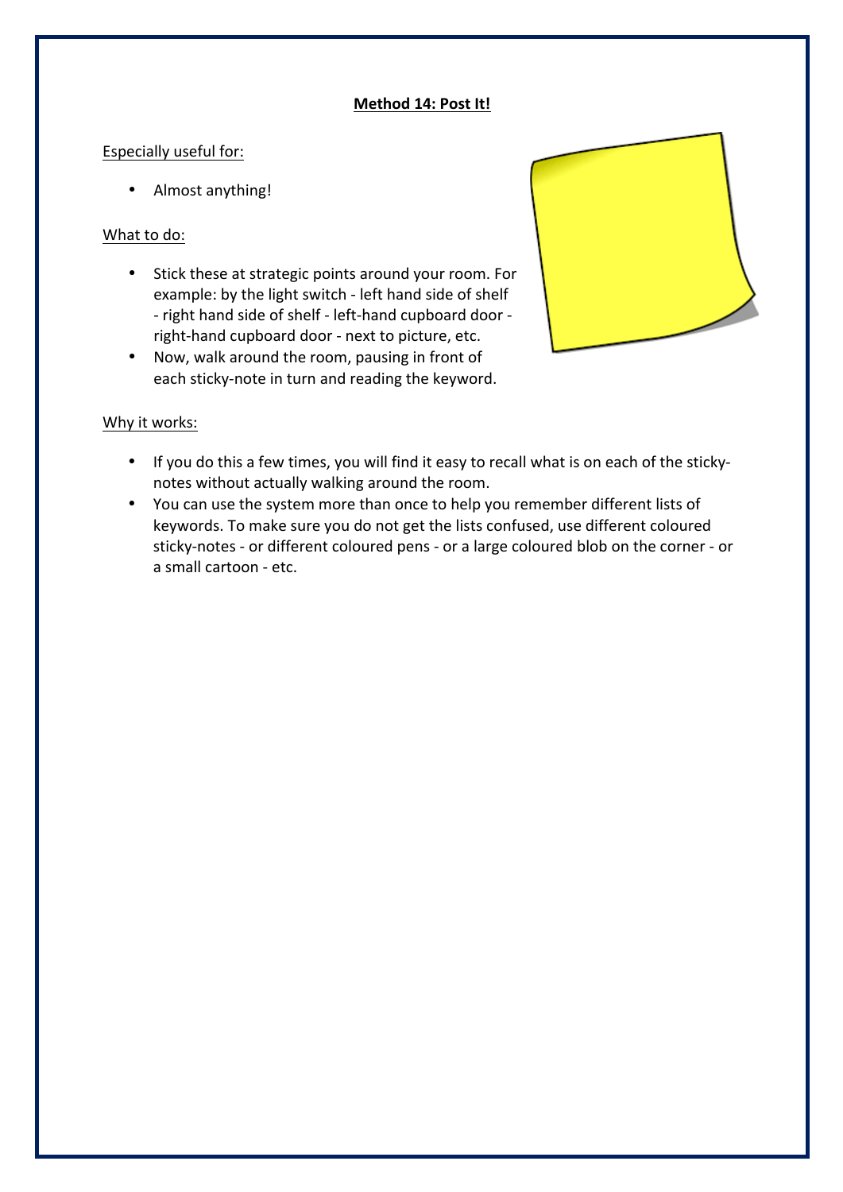**Method 14: Post It!**

Especially useful for:

- Almost anything!

What to do:

- Stick these at strategic points around your room. For example: by the light switch - left hand side of shelf - right hand side of shelf - left-hand cupboard door - right-hand cupboard door - next to picture, etc.
- Now, walk around the room, pausing in front of each sticky-note in turn and reading the keyword.

Why it works:

- If you do this a few times, you will find it easy to recall what is on each of the sticky-notes without actually walking around the room.
- You can use the system more than once to help you remember different lists of keywords. To make sure you do not get the lists confused, use different coloured sticky-notes - or different coloured pens - or a large coloured blob on the corner - or a small cartoon - etc.